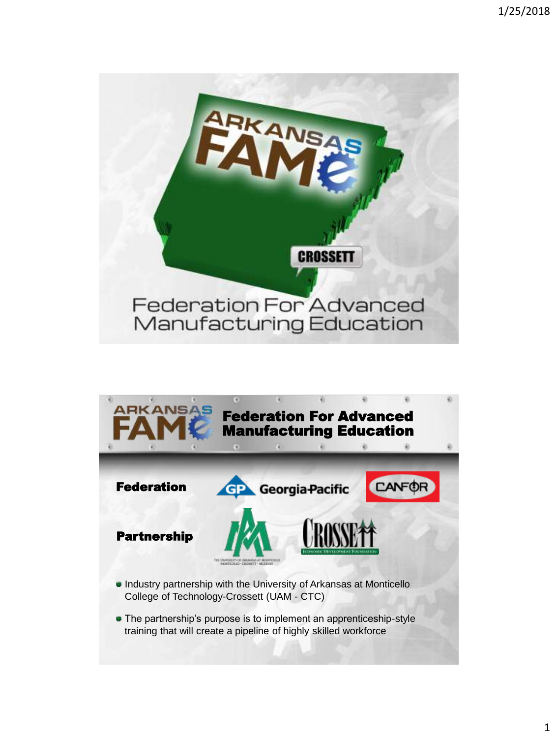# Arkansas FAME

CROSSETT

Federation For Advanced Manufacturing Education

---

## Arkansas FAME — Federation For Advanced Manufacturing Education

**Federation**

Georgia-Pacific

CANFOR

**Partnership**

The University of Arkansas at Monticello
Monticello · Crossett · McGehee

Crossett Economic Development Foundation

- Industry partnership with the University of Arkansas at Monticello College of Technology-Crossett (UAM - CTC)
- The partnership's purpose is to implement an apprenticeship-style training that will create a pipeline of highly skilled workforce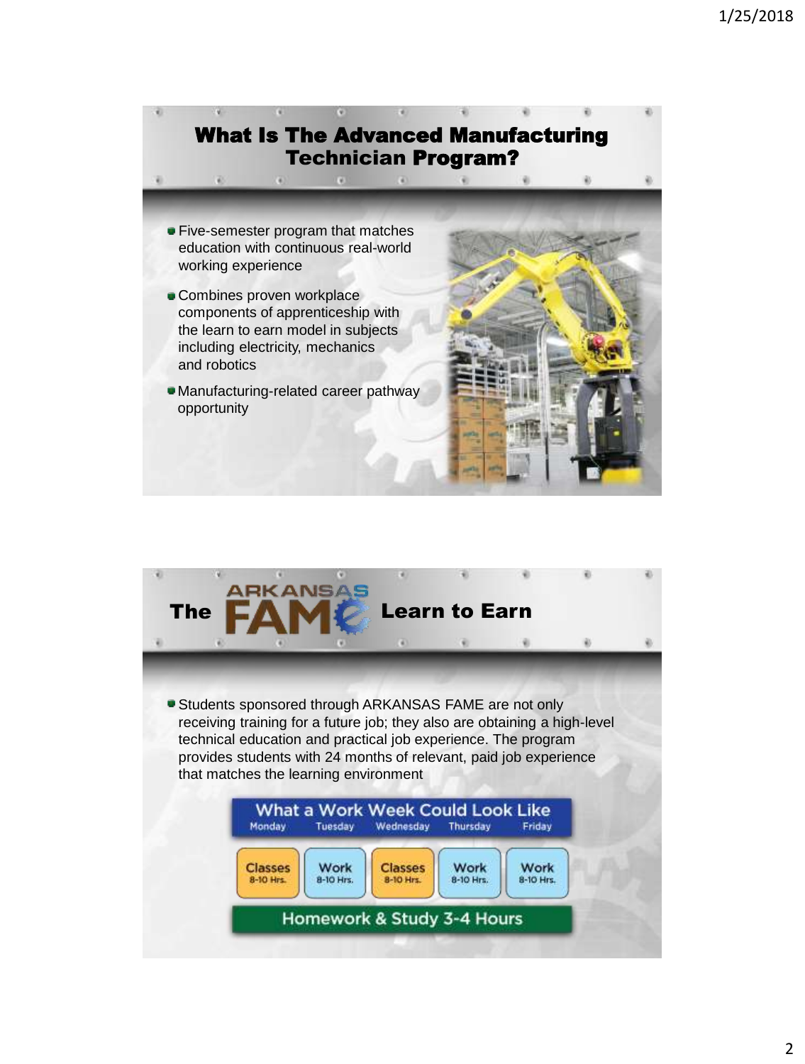## What Is The Advanced Manufacturing Technician Program?

- Five-semester program that matches education with continuous real-world working experience
- Combines proven workplace components of apprenticeship with the learn to earn model in subjects including electricity, mechanics and robotics
- Manufacturing-related career pathway opportunity

## The ARKANSAS FAME Learn to Earn

- Students sponsored through ARKANSAS FAME are not only receiving training for a future job; they also are obtaining a high-level technical education and practical job experience. The program provides students with 24 months of relevant, paid job experience that matches the learning environment

**What a Work Week Could Look Like**

| Monday | Tuesday | Wednesday | Thursday | Friday |
|---|---|---|---|---|
| Classes 8-10 Hrs. | Work 8-10 Hrs. | Classes 8-10 Hrs. | Work 8-10 Hrs. | Work 8-10 Hrs. |

**Homework & Study 3-4 Hours**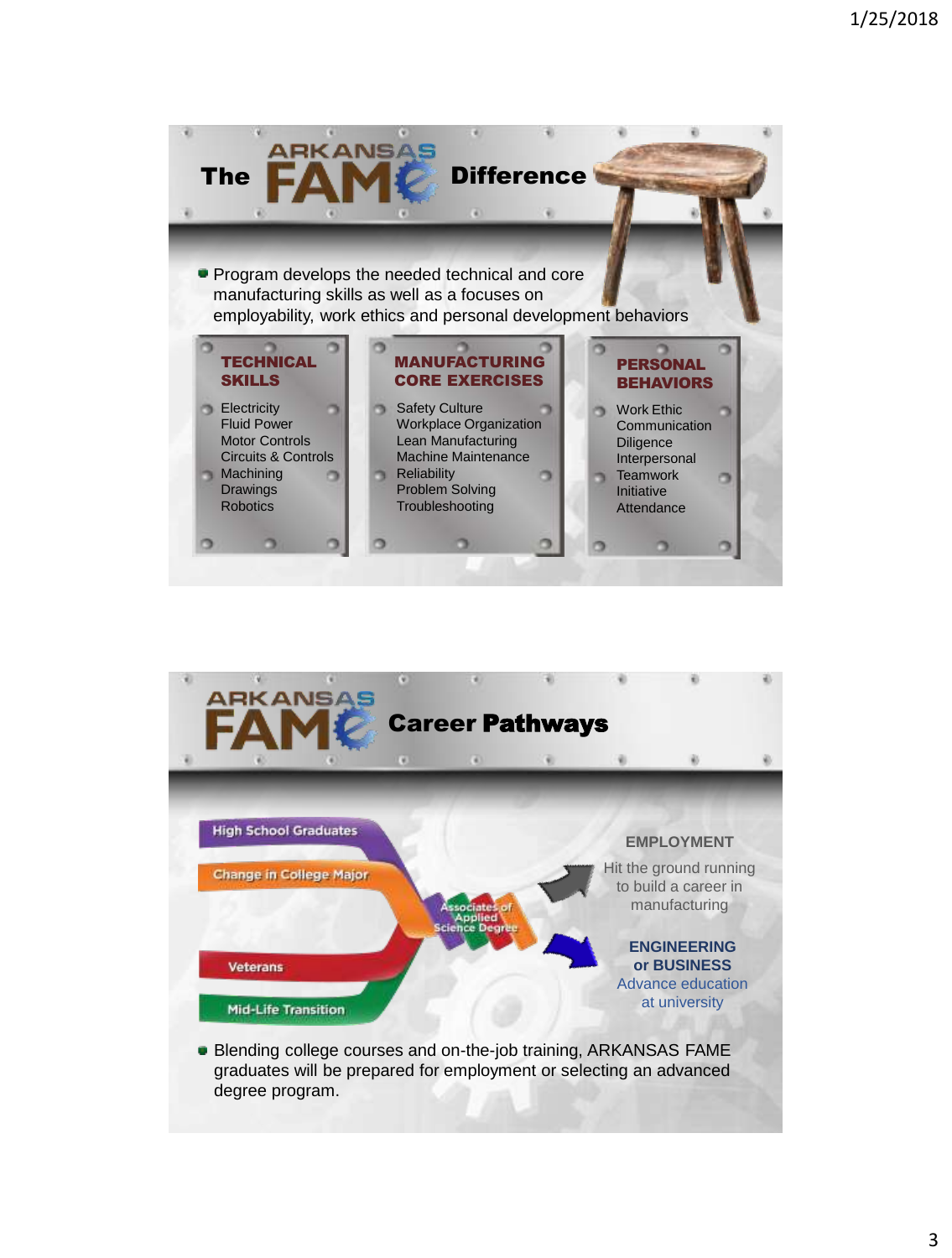## The ARKANSAS FAME Difference

- Program develops the needed technical and core manufacturing skills as well as a focuses on employability, work ethics and personal development behaviors

**TECHNICAL SKILLS**

- Electricity
- Fluid Power
- Motor Controls
- Circuits & Controls
- Machining
- Drawings
- Robotics

**MANUFACTURING CORE EXERCISES**

- Safety Culture
- Workplace Organization
- Lean Manufacturing
- Machine Maintenance
- Reliability
- Problem Solving
- Troubleshooting

**PERSONAL BEHAVIORS**

- Work Ethic
- Communication
- Diligence
- Interpersonal
- Teamwork
- Initiative
- Attendance

## ARKANSAS FAME Career Pathways

- High School Graduates
- Change in College Major
- Veterans
- Mid-Life Transition

Associates of Applied Science Degree

**EMPLOYMENT**

Hit the ground running to build a career in manufacturing

**ENGINEERING or BUSINESS**

Advance education at university

- Blending college courses and on-the-job training, ARKANSAS FAME graduates will be prepared for employment or selecting an advanced degree program.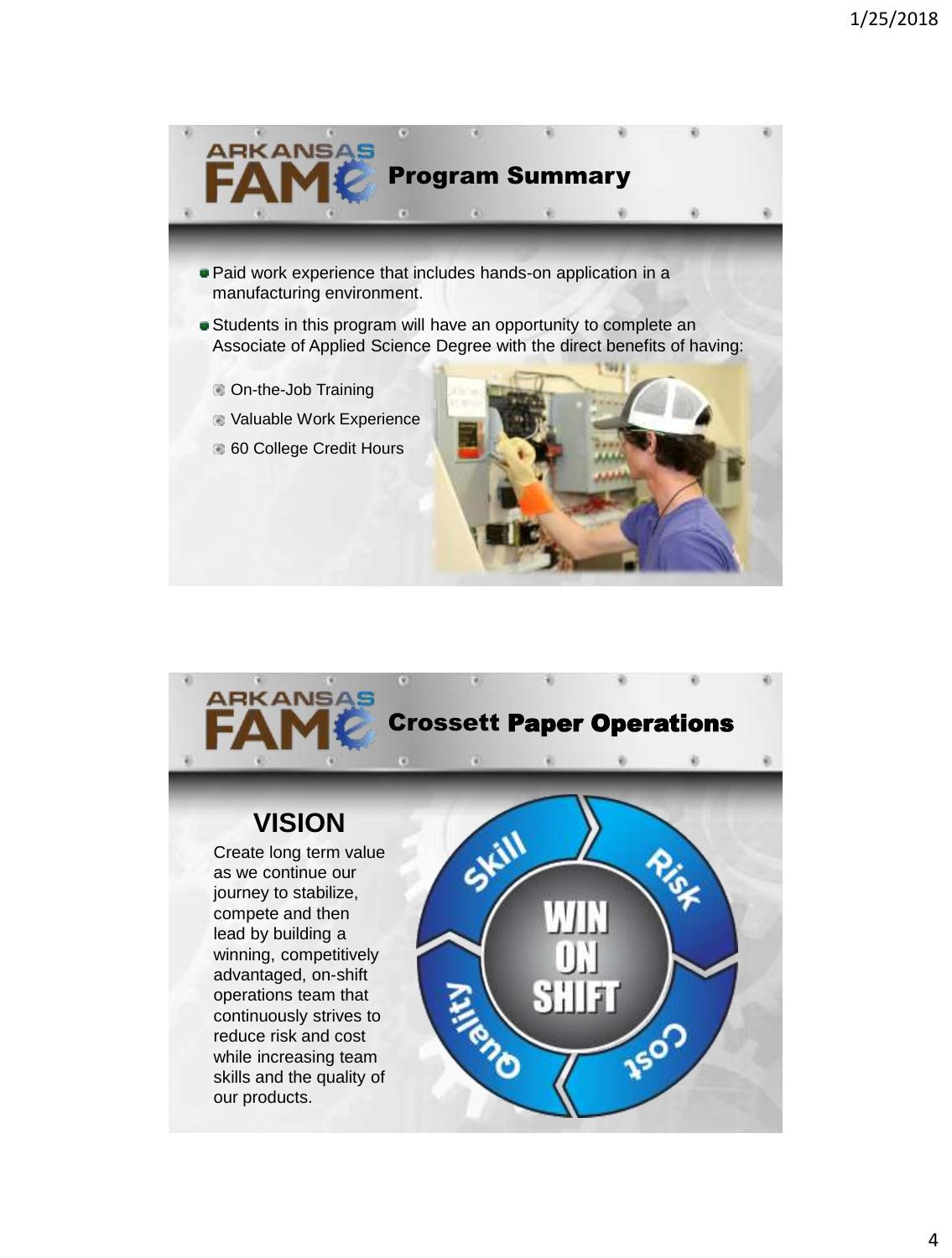## Program Summary

- Paid work experience that includes hands-on application in a manufacturing environment.
- Students in this program will have an opportunity to complete an Associate of Applied Science Degree with the direct benefits of having:
  - On-the-Job Training
  - Valuable Work Experience
  - 60 College Credit Hours

## Crossett Paper Operations

### VISION

Create long term value as we continue our journey to stabilize, compete and then lead by building a winning, competitively advantaged, on-shift operations team that continuously strives to reduce risk and cost while increasing team skills and the quality of our products.

WIN ON SHIFT

Skill

Risk

Cost

Quality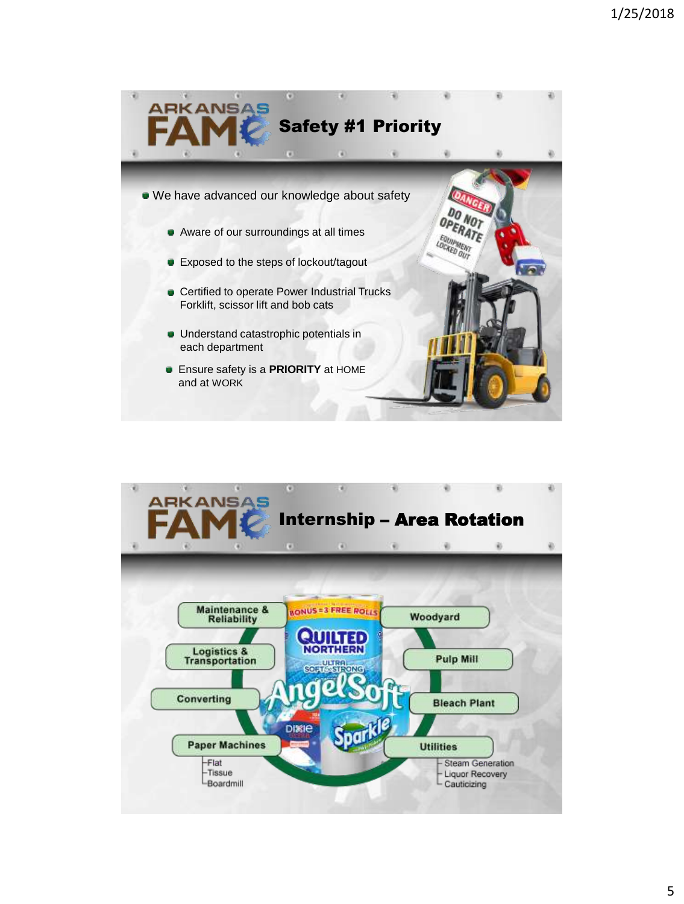## Safety #1 Priority

- We have advanced our knowledge about safety
  - Aware of our surroundings at all times
  - Exposed to the steps of lockout/tagout
  - Certified to operate Power Industrial Trucks Forklift, scissor lift and bob cats
  - Understand catastrophic potentials in each department
  - Ensure safety is a **PRIORITY** at HOME and at WORK

## Internship – Area Rotation

- Maintenance & Reliability
- Logistics & Transportation
- Converting
- Paper Machines
  - Flat
  - Tissue
  - Boardmill
- Woodyard
- Pulp Mill
- Bleach Plant
- Utilities
  - Steam Generation
  - Liquor Recovery
  - Causticizing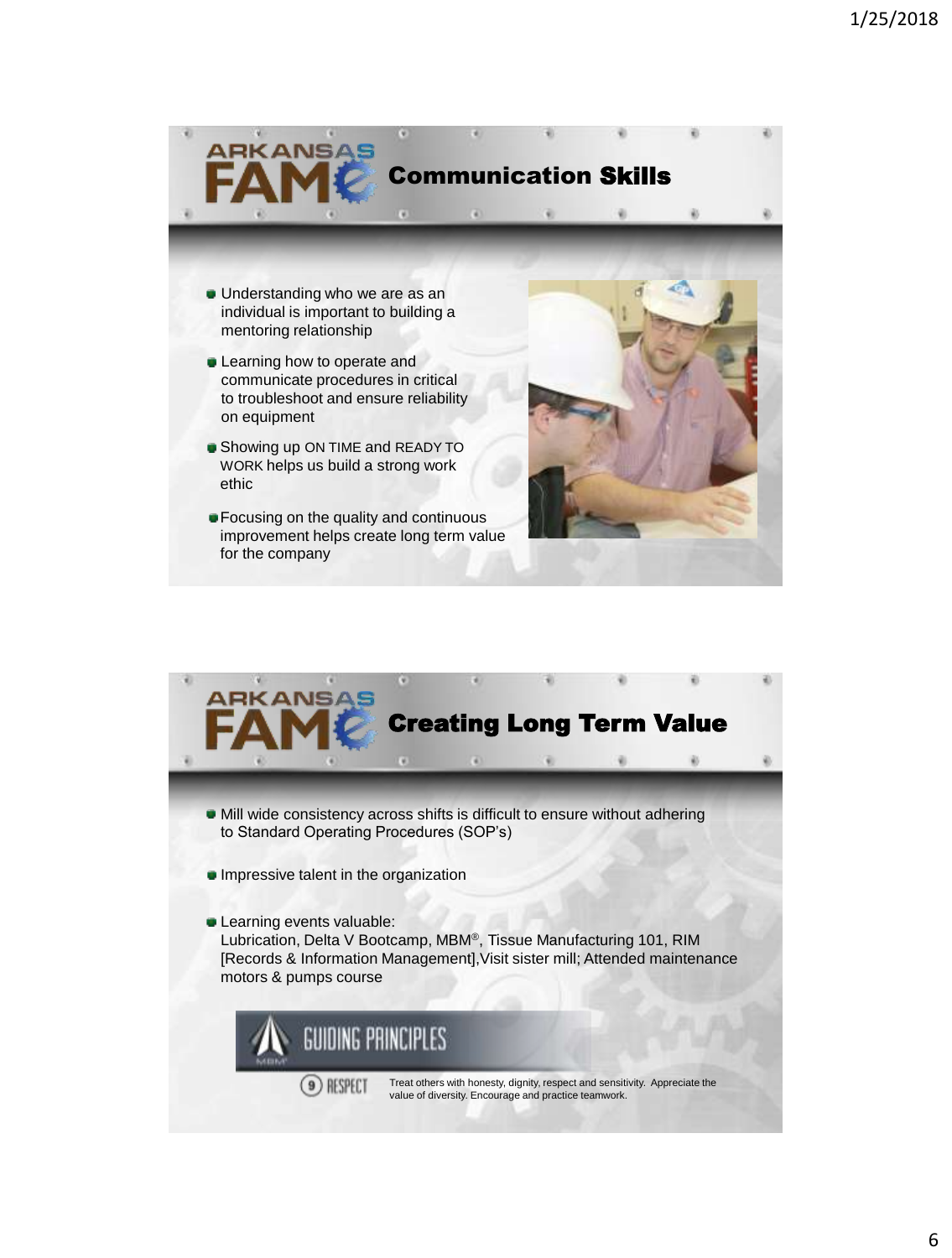## Communication Skills

- Understanding who we are as an individual is important to building a mentoring relationship
- Learning how to operate and communicate procedures in critical to troubleshoot and ensure reliability on equipment
- Showing up ON TIME and READY TO WORK helps us build a strong work ethic
- Focusing on the quality and continuous improvement helps create long term value for the company

## Creating Long Term Value

- Mill wide consistency across shifts is difficult to ensure without adhering to Standard Operating Procedures (SOP's)
- Impressive talent in the organization
- Learning events valuable:
  Lubrication, Delta V Bootcamp, MBM®, Tissue Manufacturing 101, RIM [Records & Information Management],Visit sister mill; Attended maintenance motors & pumps course

GUIDING PRINCIPLES

9 RESPECT — Treat others with honesty, dignity, respect and sensitivity. Appreciate the value of diversity. Encourage and practice teamwork.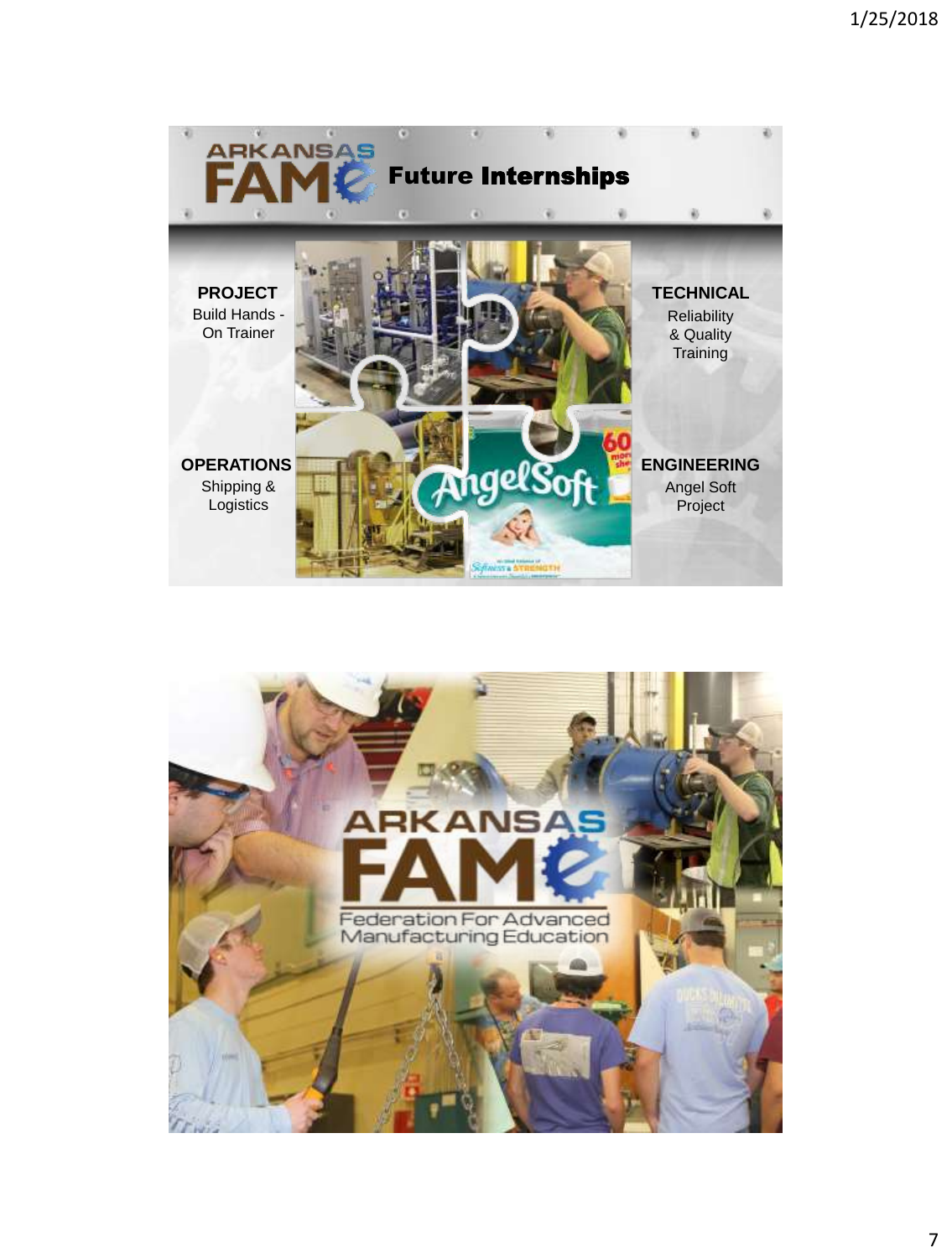ARKANSAS FAME

## Future Internships

**PROJECT**
Build Hands - On Trainer

**TECHNICAL**
Reliability & Quality Training

**OPERATIONS**
Shipping & Logistics

**ENGINEERING**
Angel Soft Project

ARKANSAS FAME
Federation For Advanced Manufacturing Education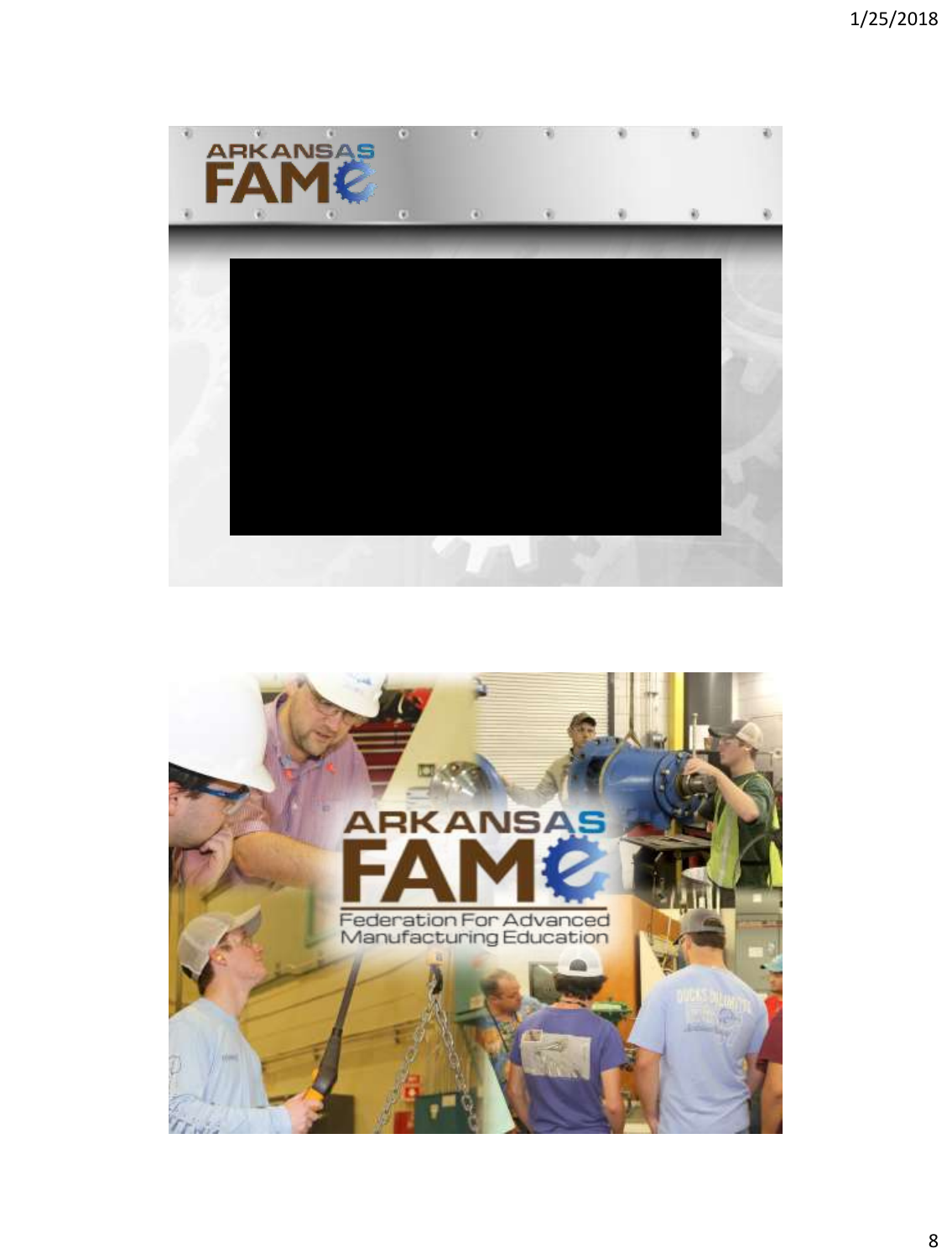ARKANSAS FAME

ARKANSAS FAME

Federation For Advanced Manufacturing Education